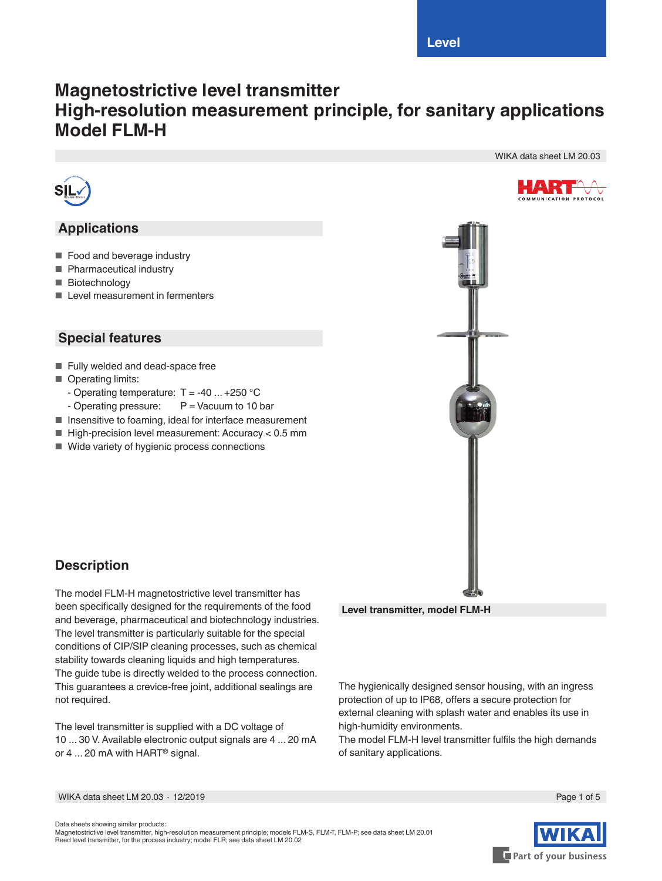# Magnetostrictive level transmitter
# High-resolution measurement principle, for sanitary applications
# Model FLM-H

WIKA data sheet LM 20.03

## Applications

- Food and beverage industry
- Pharmaceutical industry
- Biotechnology
- Level measurement in fermenters

## Special features

- Fully welded and dead-space free
- Operating limits:
  - Operating temperature: T = -40 ... +250 °C
  - Operating pressure: P = Vacuum to 10 bar
- Insensitive to foaming, ideal for interface measurement
- High-precision level measurement: Accuracy < 0.5 mm
- Wide variety of hygienic process connections

Level transmitter, model FLM-H

## Description

The model FLM-H magnetostrictive level transmitter has been specifically designed for the requirements of the food and beverage, pharmaceutical and biotechnology industries. The level transmitter is particularly suitable for the special conditions of CIP/SIP cleaning processes, such as chemical stability towards cleaning liquids and high temperatures. The guide tube is directly welded to the process connection. This guarantees a crevice-free joint, additional sealings are not required.

The level transmitter is supplied with a DC voltage of 10 ... 30 V. Available electronic output signals are 4 ... 20 mA or 4 ... 20 mA with HART® signal.

The hygienically designed sensor housing, with an ingress protection of up to IP68, offers a secure protection for external cleaning with splash water and enables its use in high-humidity environments.
The model FLM-H level transmitter fulfils the high demands of sanitary applications.

Data sheets showing similar products:
Magnetostrictive level transmitter, high-resolution measurement principle; models FLM-S, FLM-T, FLM-P; see data sheet LM 20.01
Reed level transmitter, for the process industry; model FLR; see data sheet LM 20.02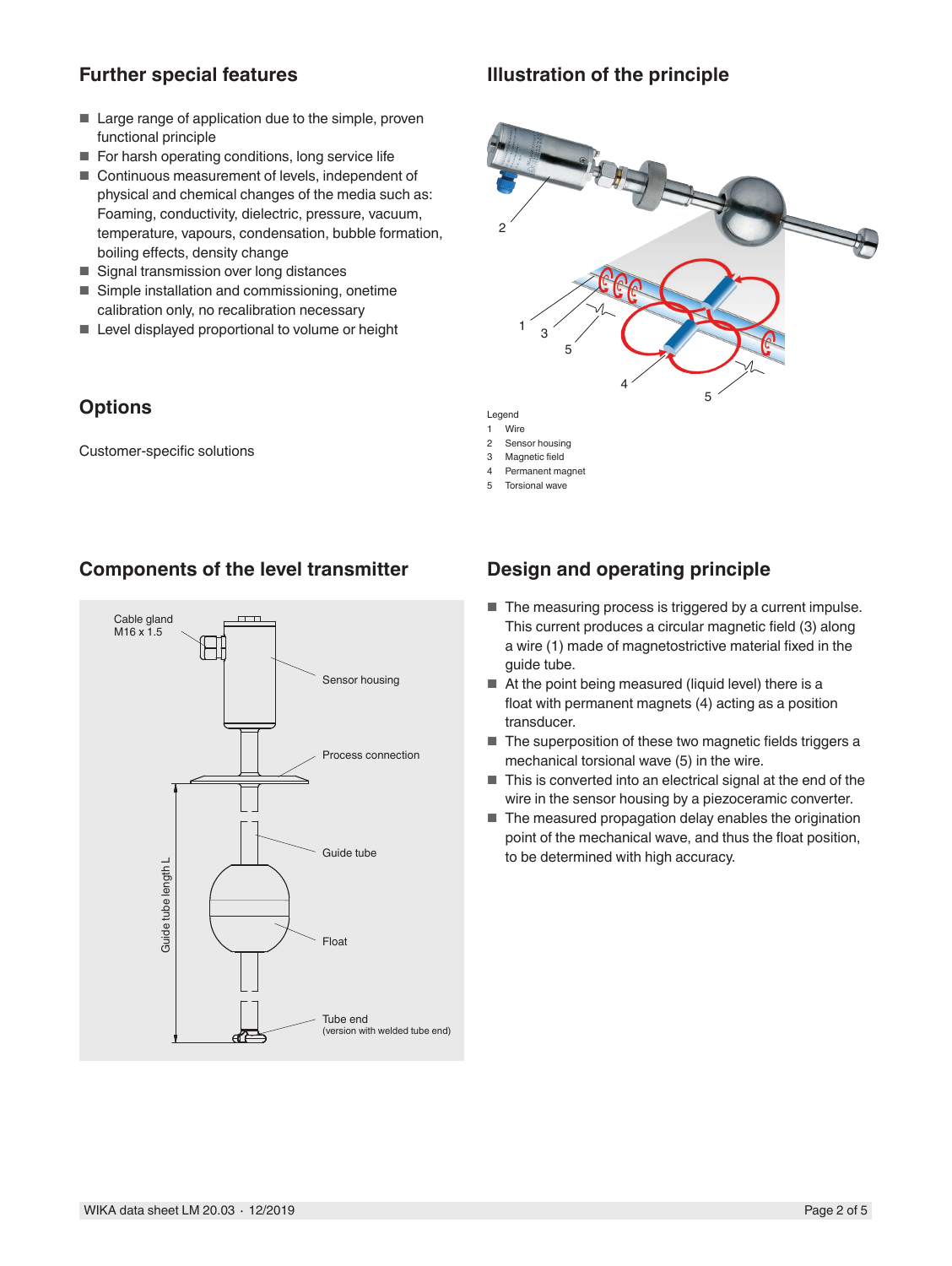## Further special features

- Large range of application due to the simple, proven functional principle
- For harsh operating conditions, long service life
- Continuous measurement of levels, independent of physical and chemical changes of the media such as: Foaming, conductivity, dielectric, pressure, vacuum, temperature, vapours, condensation, bubble formation, boiling effects, density change
- Signal transmission over long distances
- Simple installation and commissioning, onetime calibration only, no recalibration necessary
- Level displayed proportional to volume or height

## Options

Customer-specific solutions

## Illustration of the principle

Legend
1 Wire
2 Sensor housing
3 Magnetic field
4 Permanent magnet
5 Torsional wave

## Components of the level transmitter

Cable gland M16 x 1.5
Sensor housing
Process connection
Guide tube
Float
Tube end (version with welded tube end)
Guide tube length L

## Design and operating principle

- The measuring process is triggered by a current impulse. This current produces a circular magnetic field (3) along a wire (1) made of magnetostrictive material fixed in the guide tube.
- At the point being measured (liquid level) there is a float with permanent magnets (4) acting as a position transducer.
- The superposition of these two magnetic fields triggers a mechanical torsional wave (5) in the wire.
- This is converted into an electrical signal at the end of the wire in the sensor housing by a piezoceramic converter.
- The measured propagation delay enables the origination point of the mechanical wave, and thus the float position, to be determined with high accuracy.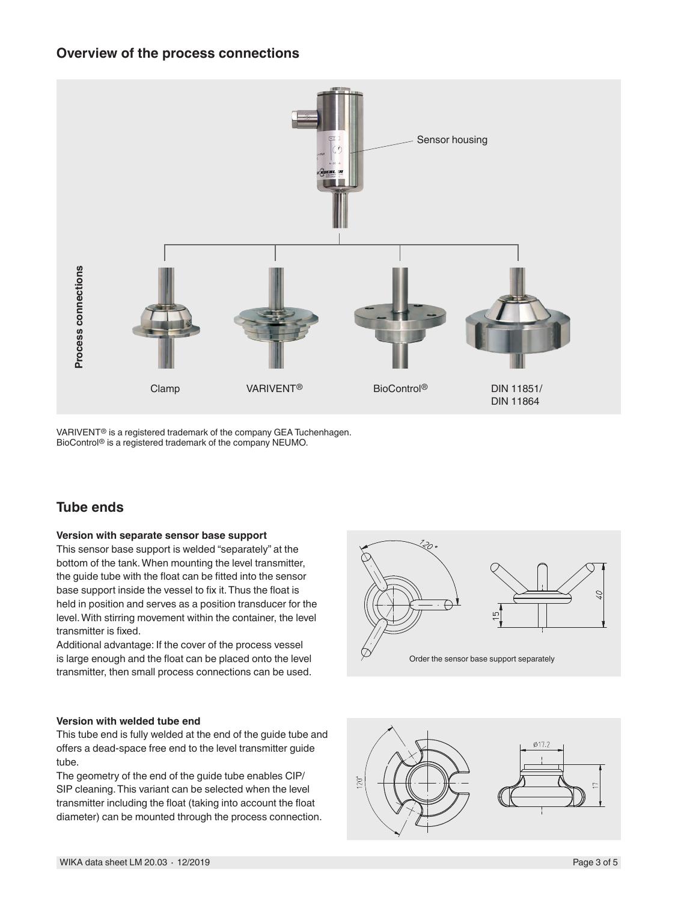## Overview of the process connections

Sensor housing

Process connections

Clamp

VARIVENT®

BioControl®

DIN 11851/
DIN 11864

VARIVENT® is a registered trademark of the company GEA Tuchenhagen.
BioControl® is a registered trademark of the company NEUMO.

## Tube ends

### Version with separate sensor base support

This sensor base support is welded "separately" at the bottom of the tank. When mounting the level transmitter, the guide tube with the float can be fitted into the sensor base support inside the vessel to fix it. Thus the float is held in position and serves as a position transducer for the level. With stirring movement within the container, the level transmitter is fixed.

Additional advantage: If the cover of the process vessel is large enough and the float can be placed onto the level transmitter, then small process connections can be used.

Order the sensor base support separately

### Version with welded tube end

This tube end is fully welded at the end of the guide tube and offers a dead-space free end to the level transmitter guide tube.

The geometry of the end of the guide tube enables CIP/SIP cleaning. This variant can be selected when the level transmitter including the float (taking into account the float diameter) can be mounted through the process connection.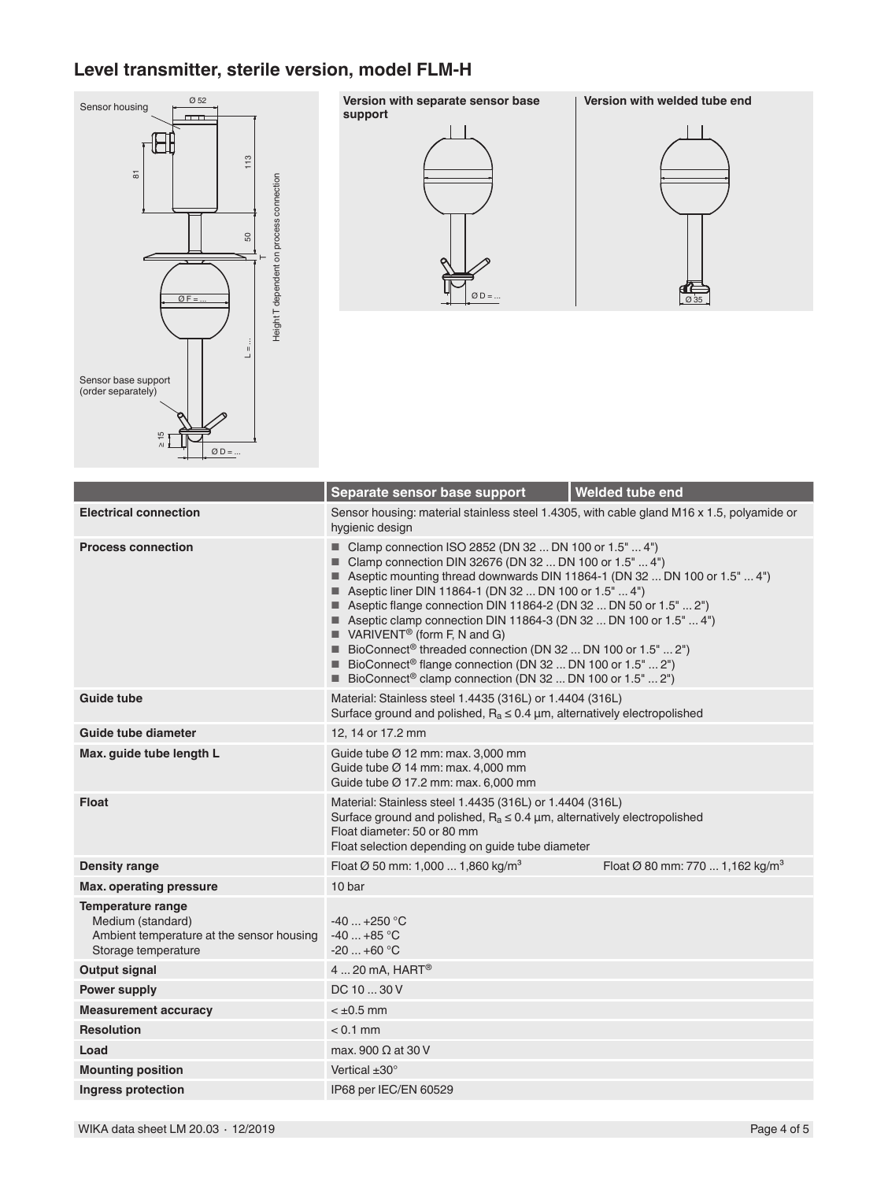## Level transmitter, sterile version, model FLM-H

|  | Separate sensor base support | Welded tube end |
|---|---|---|
| **Electrical connection** | Sensor housing: material stainless steel 1.4305, with cable gland M16 x 1.5, polyamide or hygienic design | |
| **Process connection** | ■ Clamp connection ISO 2852 (DN 32 ... DN 100 or 1.5" ... 4")<br>■ Clamp connection DIN 32676 (DN 32 ... DN 100 or 1.5" ... 4")<br>■ Aseptic mounting thread downwards DIN 11864-1 (DN 32 ... DN 100 or 1.5" ... 4")<br>■ Aseptic liner DIN 11864-1 (DN 32 ... DN 100 or 1.5" ... 4")<br>■ Aseptic flange connection DIN 11864-2 (DN 32 ... DN 50 or 1.5" ... 2")<br>■ Aseptic clamp connection DIN 11864-3 (DN 32 ... DN 100 or 1.5" ... 4")<br>■ VARIVENT® (form F, N and G)<br>■ BioConnect® threaded connection (DN 32 ... DN 100 or 1.5" ... 2")<br>■ BioConnect® flange connection (DN 32 ... DN 100 or 1.5" ... 2")<br>■ BioConnect® clamp connection (DN 32 ... DN 100 or 1.5" ... 2") | |
| **Guide tube** | Material: Stainless steel 1.4435 (316L) or 1.4404 (316L)<br>Surface ground and polished, $R_a \leq 0.4$ µm, alternatively electropolished | |
| **Guide tube diameter** | 12, 14 or 17.2 mm | |
| **Max. guide tube length L** | Guide tube Ø 12 mm: max. 3,000 mm<br>Guide tube Ø 14 mm: max. 4,000 mm<br>Guide tube Ø 17.2 mm: max. 6,000 mm | |
| **Float** | Material: Stainless steel 1.4435 (316L) or 1.4404 (316L)<br>Surface ground and polished, $R_a \leq 0.4$ µm, alternatively electropolished<br>Float diameter: 50 or 80 mm<br>Float selection depending on guide tube diameter | |
| **Density range** | Float Ø 50 mm: 1,000 ... 1,860 kg/m³ | Float Ø 80 mm: 770 ... 1,162 kg/m³ |
| **Max. operating pressure** | 10 bar | |
| **Temperature range**<br>Medium (standard)<br>Ambient temperature at the sensor housing<br>Storage temperature | <br>-40 ... +250 °C<br>-40 ... +85 °C<br>-20 ... +60 °C | |
| **Output signal** | 4 ... 20 mA, HART® | |
| **Power supply** | DC 10 ... 30 V | |
| **Measurement accuracy** | < ±0.5 mm | |
| **Resolution** | < 0.1 mm | |
| **Load** | max. 900 Ω at 30 V | |
| **Mounting position** | Vertical ±30° | |
| **Ingress protection** | IP68 per IEC/EN 60529 | |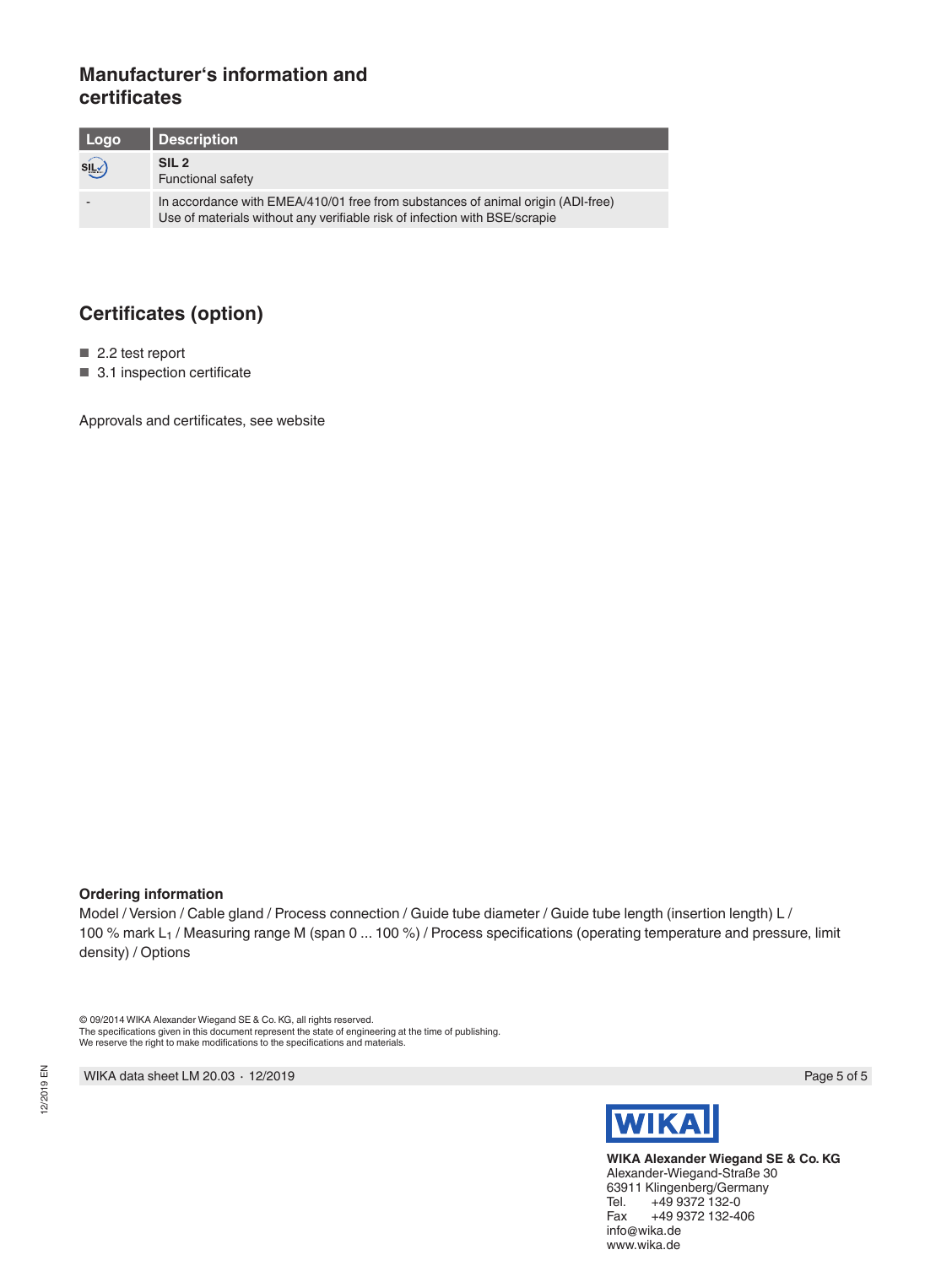## Manufacturer‘s information and certificates

| Logo | Description |
|---|---|
| SIL | **SIL 2**<br>Functional safety |
| - | In accordance with EMEA/410/01 free from substances of animal origin (ADI-free)<br>Use of materials without any verifiable risk of infection with BSE/scrapie |

## Certificates (option)

- 2.2 test report
- 3.1 inspection certificate

Approvals and certificates, see website

**Ordering information**

Model / Version / Cable gland / Process connection / Guide tube diameter / Guide tube length (insertion length) L / 100 % mark $L_1$ / Measuring range M (span 0 ... 100 %) / Process specifications (operating temperature and pressure, limit density) / Options

© 09/2014 WIKA Alexander Wiegand SE & Co. KG, all rights reserved.
The specifications given in this document represent the state of engineering at the time of publishing.
We reserve the right to make modifications to the specifications and materials.

WIKA data sheet LM 20.03 · 12/2019

**WIKA Alexander Wiegand SE & Co. KG**
Alexander-Wiegand-Straße 30
63911 Klingenberg/Germany
Tel. +49 9372 132-0
Fax +49 9372 132-406
info@wika.de
www.wika.de